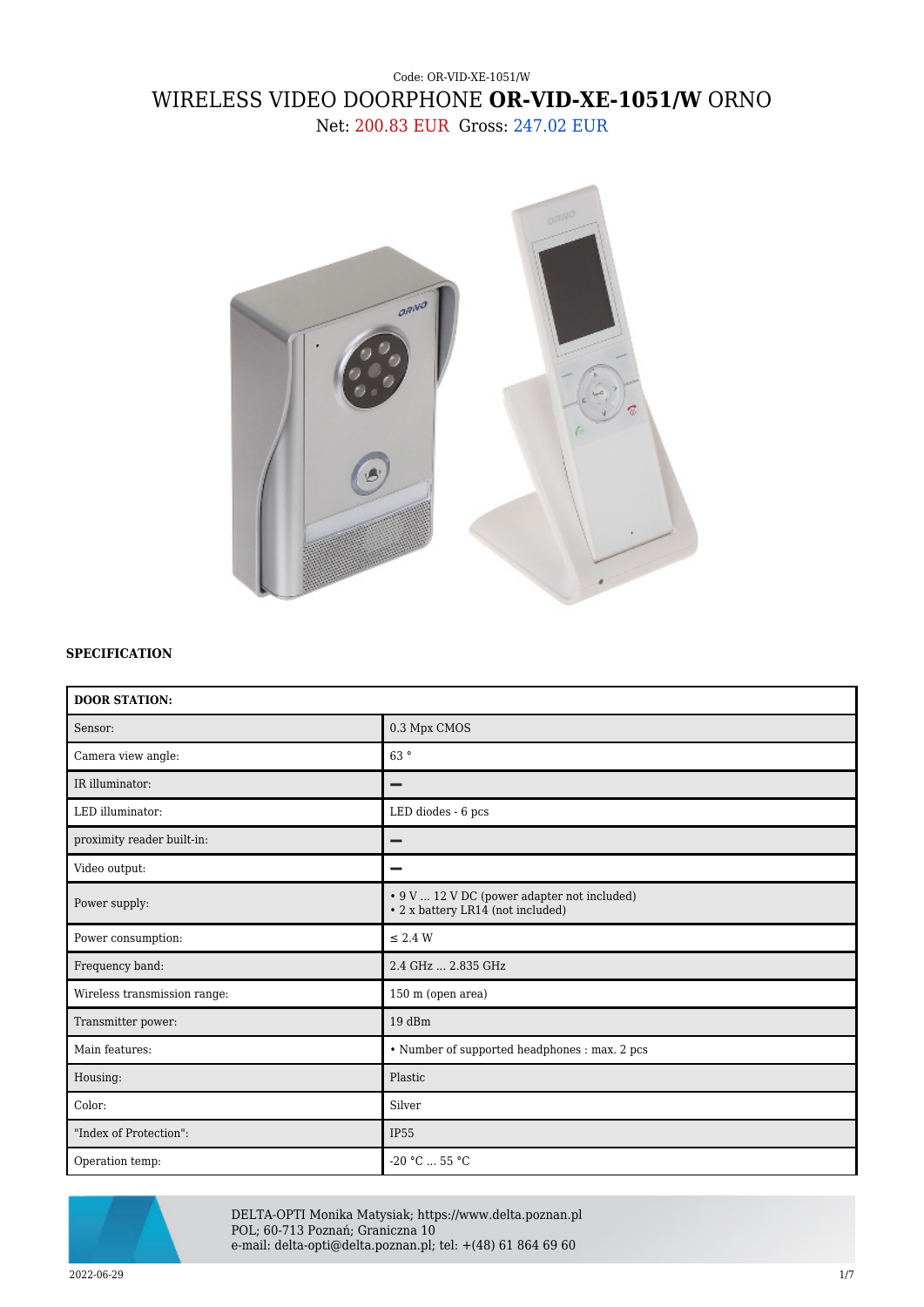Code: OR-VID-XE-1051/W

# WIRELESS VIDEO DOORPHONE **OR-VID-XE-1051/W** ORNO

Net: 200.83 EUR Gross: 247.02 EUR

**SPECIFICATION**

| DOOR STATION: | |
|---|---|
| Sensor: | 0.3 Mpx CMOS |
| Camera view angle: | 63 ° |
| IR illuminator: | – |
| LED illuminator: | LED diodes - 6 pcs |
| proximity reader built-in: | – |
| Video output: | – |
| Power supply: | • 9 V ... 12 V DC (power adapter not included)<br>• 2 x battery LR14 (not included) |
| Power consumption: | ≤ 2.4 W |
| Frequency band: | 2.4 GHz ... 2.835 GHz |
| Wireless transmission range: | 150 m (open area) |
| Transmitter power: | 19 dBm |
| Main features: | • Number of supported headphones : max. 2 pcs |
| Housing: | Plastic |
| Color: | Silver |
| "Index of Protection": | IP55 |
| Operation temp: | -20 °C ... 55 °C |

DELTA-OPTI Monika Matysiak; https://www.delta.poznan.pl
POL; 60-713 Poznań; Graniczna 10
e-mail: delta-opti@delta.poznan.pl; tel: +(48) 61 864 69 60

2022-06-29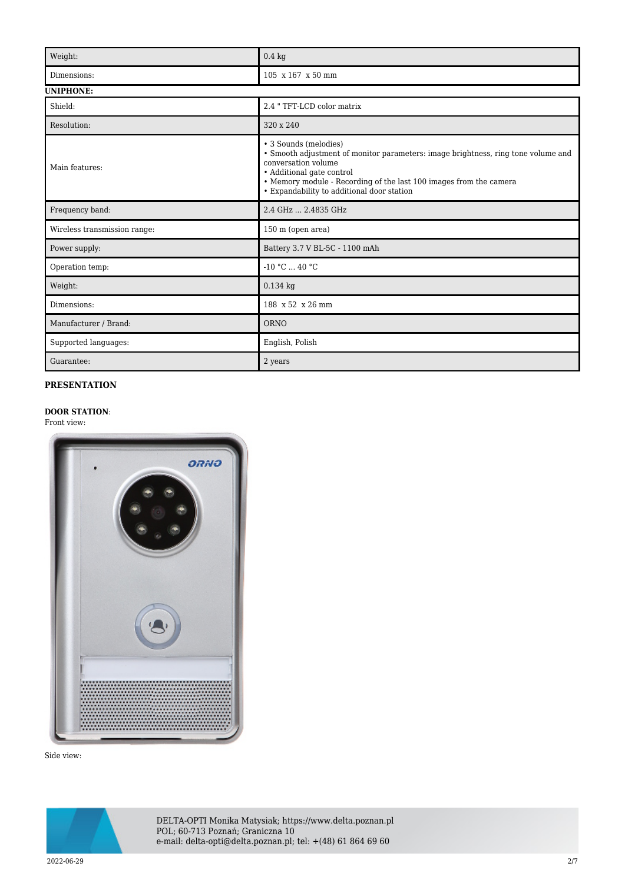| | |
|---|---|
| Weight: | 0.4 kg |
| Dimensions: | 105 x 167 x 50 mm |

**UNIPHONE:**

| | |
|---|---|
| Shield: | 2.4 " TFT-LCD color matrix |
| Resolution: | 320 x 240 |
| Main features: | • 3 Sounds (melodies)<br>• Smooth adjustment of monitor parameters: image brightness, ring tone volume and conversation volume<br>• Additional gate control<br>• Memory module - Recording of the last 100 images from the camera<br>• Expandability to additional door station |
| Frequency band: | 2.4 GHz ... 2.4835 GHz |
| Wireless transmission range: | 150 m (open area) |
| Power supply: | Battery 3.7 V BL-5C - 1100 mAh |
| Operation temp: | -10 °C ... 40 °C |
| Weight: | 0.134 kg |
| Dimensions: | 188 x 52 x 26 mm |
| Manufacturer / Brand: | ORNO |
| Supported languages: | English, Polish |
| Guarantee: | 2 years |

**PRESENTATION**

**DOOR STATION**:

Front view:

Side view: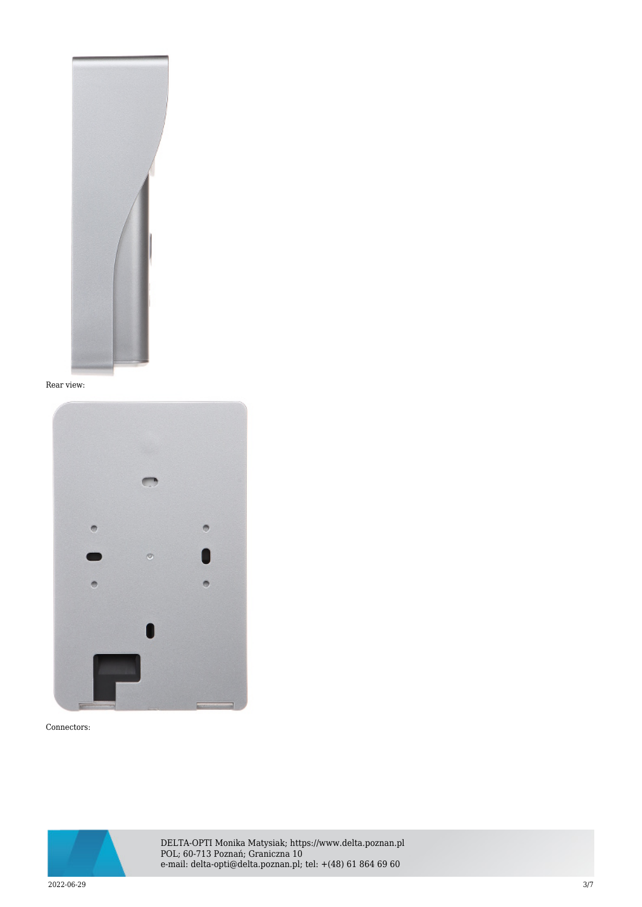Rear view:

Connectors: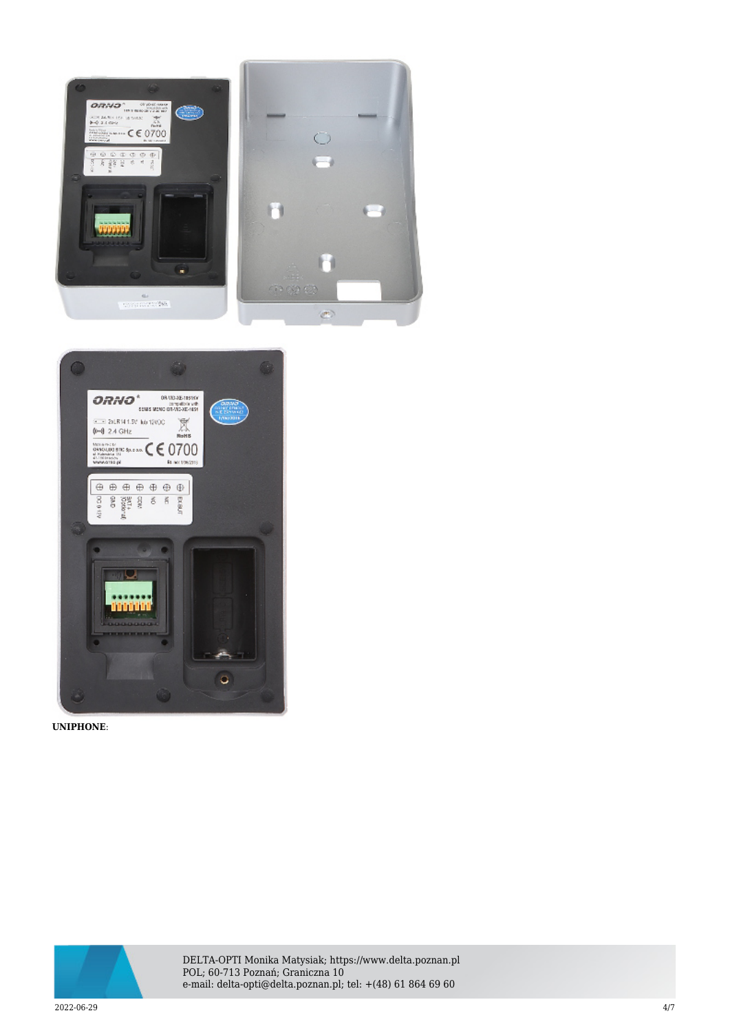**UNIPHONE**: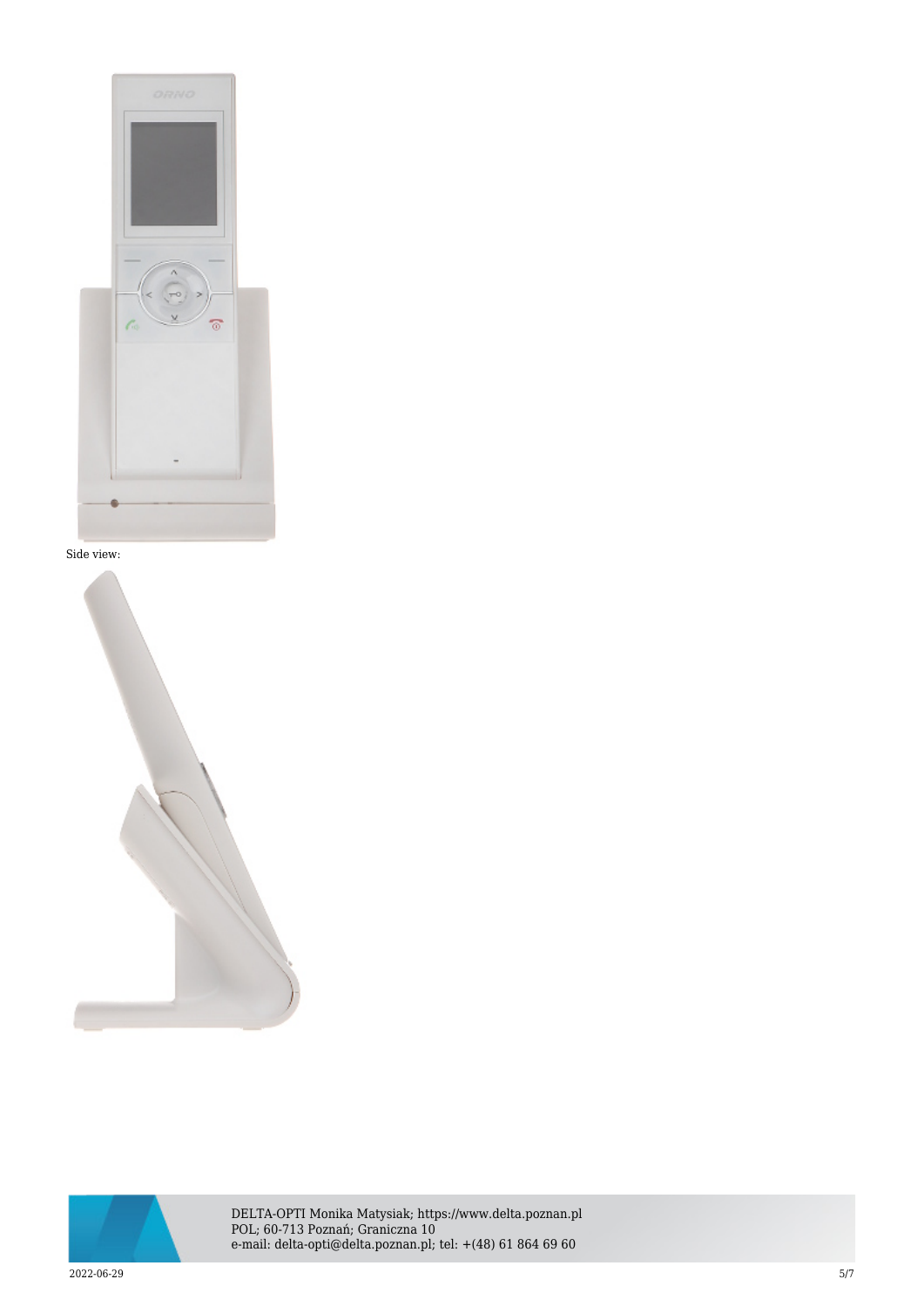Side view: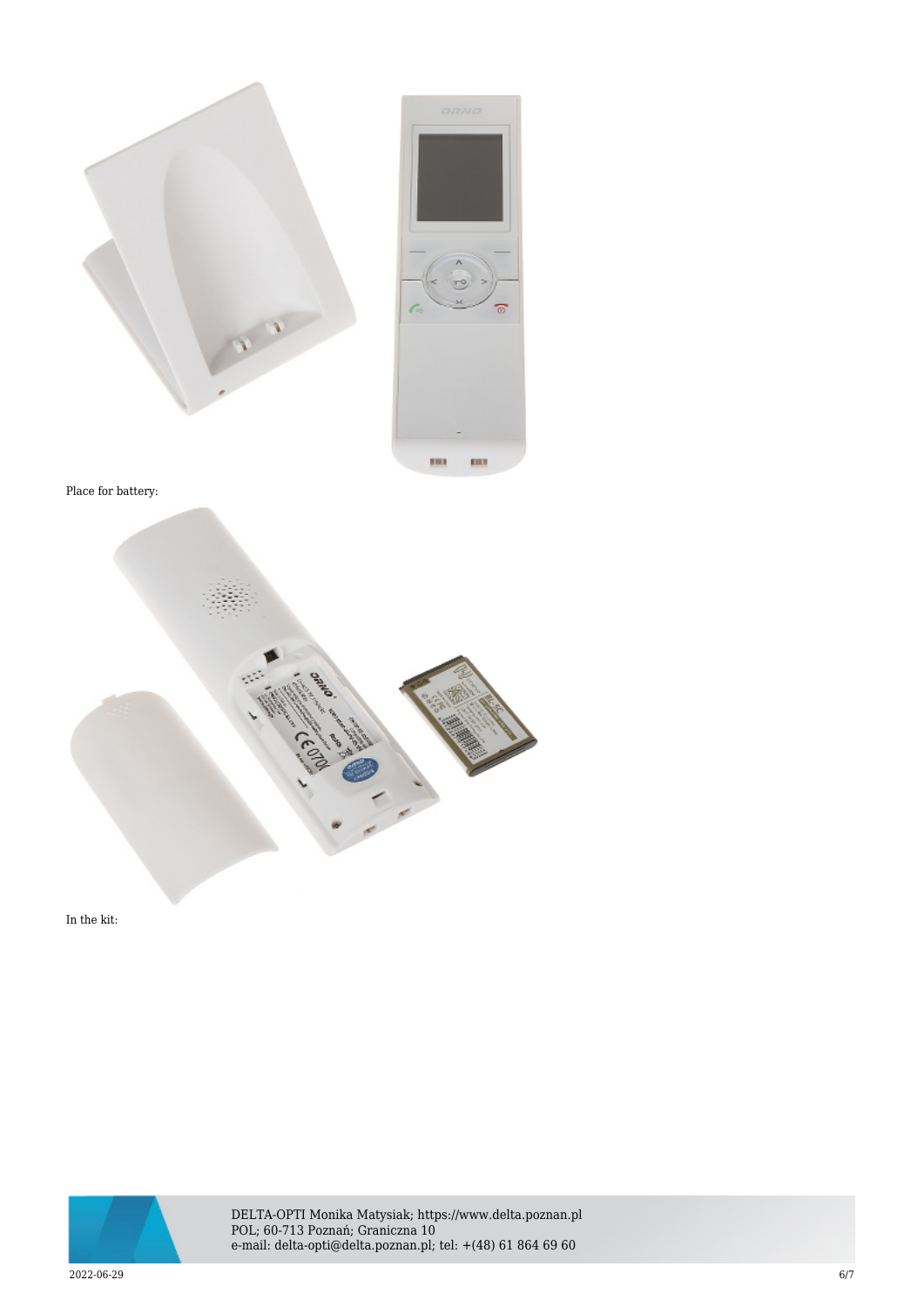Place for battery:

In the kit: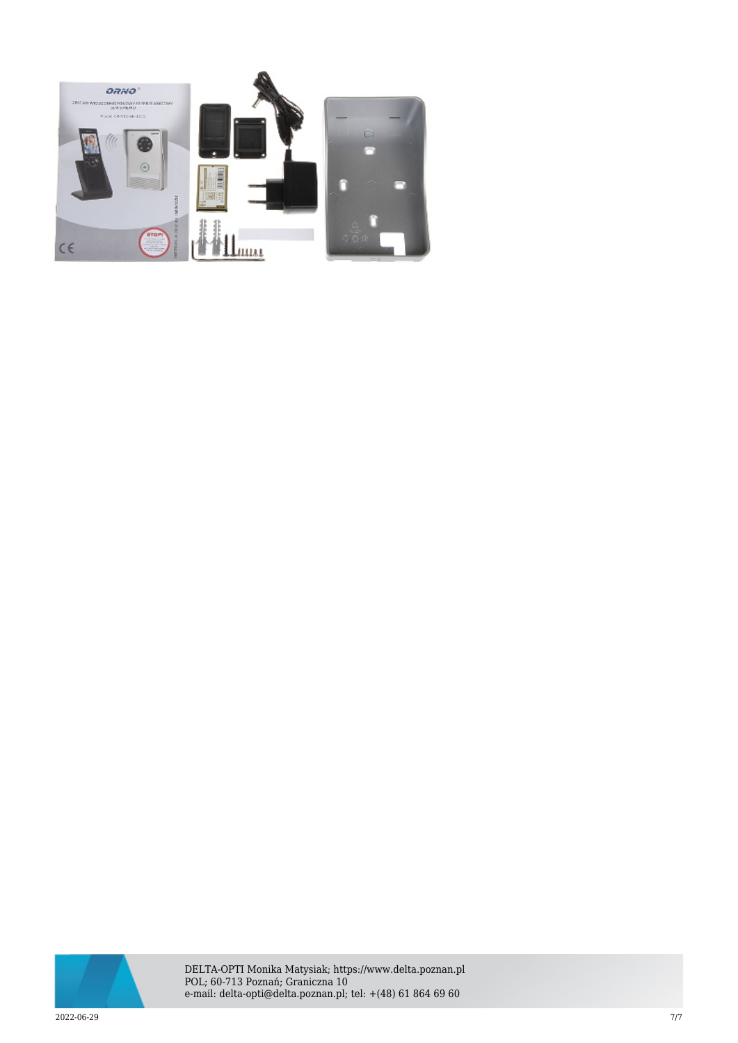DELTA-OPTI Monika Matysiak; https://www.delta.poznan.pl
POL; 60-713 Poznań; Graniczna 10
e-mail: delta-opti@delta.poznan.pl; tel: +(48) 61 864 69 60